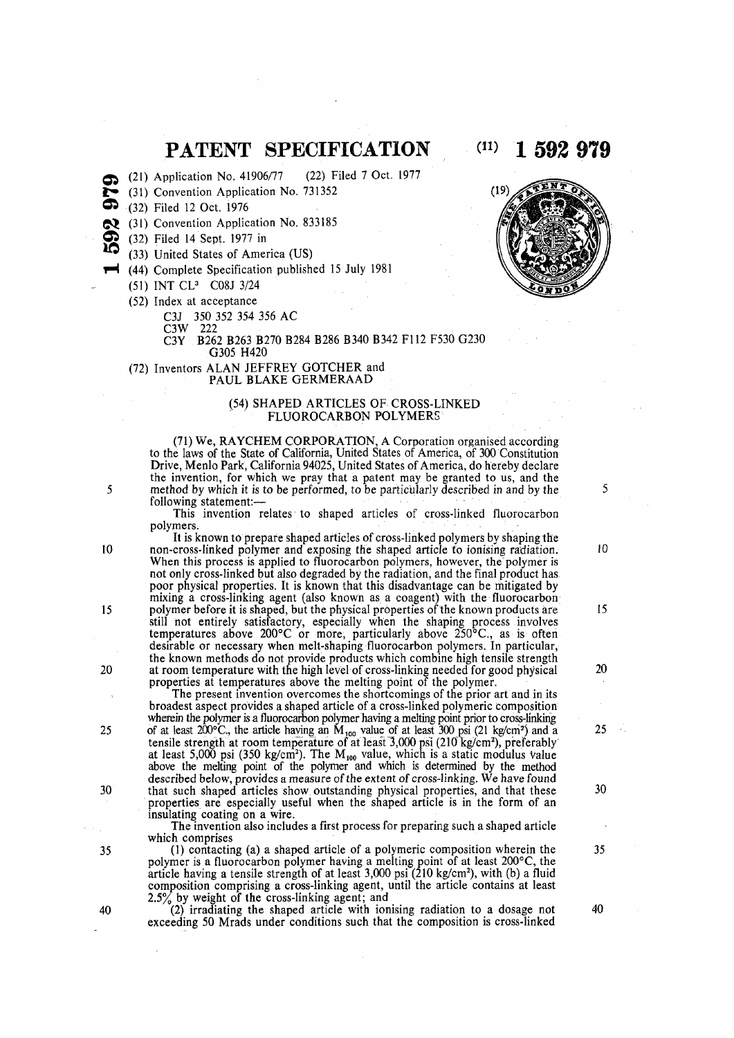# PATENT SPECIFICATION

(11) 1 592 979

(21) Application No. 41906/77 (22) Filed 7 Oct. 1977
(31) Convention Application No. 731352
(32) Filed 12 Oct. 1976
(31) Convention Application No. 833185
(32) Filed 14 Sept. 1977 in
(33) United States of America (US)
(44) Complete Specification published 15 July 1981
(51) INT CL[3] C08J 3/24
(52) Index at acceptance
C3J 350 352 354 356 AC
C3W 222
C3Y B262 B263 B270 B284 B286 B340 B342 F112 F530 G230 G305 H420
(72) Inventors ALAN JEFFREY GOTCHER and PAUL BLAKE GERMERAAD

## (54) SHAPED ARTICLES OF CROSS-LINKED FLUOROCARBON POLYMERS

(71) We, RAYCHEM CORPORATION, A Corporation organised according to the laws of the State of California, United States of America, of 300 Constitution Drive, Menlo Park, California 94025, United States of America, do hereby declare the invention, for which we pray that a patent may be granted to us, and the method by which it is to be performed, to be particularly described in and by the following statement:—

This invention relates to shaped articles of cross-linked fluorocarbon polymers.

It is known to prepare shaped articles of cross-linked polymers by shaping the non-cross-linked polymer and exposing the shaped article to ionising radiation. When this process is applied to fluorocarbon polymers, however, the polymer is not only cross-linked but also degraded by the radiation, and the final product has poor physical properties. It is known that this disadvantage can be mitigated by mixing a cross-linking agent (also known as a coagent) with the fluorocarbon polymer before it is shaped, but the physical properties of the known products are still not entirely satisfactory, especially when the shaping process involves temperatures above 200°C or more, particularly above 250°C., as is often desirable or necessary when melt-shaping fluorocarbon polymers. In particular, the known methods do not provide products which combine high tensile strength at room temperature with the high level of cross-linking needed for good physical properties at temperatures above the melting point of the polymer.

The present invention overcomes the shortcomings of the prior art and in its broadest aspect provides a shaped article of a cross-linked polymeric composition wherein the polymer is a fluorocarbon polymer having a melting point prior to cross-linking of at least 200°C., the article having an $M_{100}$ value of at least 300 psi (21 kg/cm²) and a tensile strength at room temperature of at least 3,000 psi (210 kg/cm²), preferably at least 5,000 psi (350 kg/cm²). The $M_{100}$ value, which is a static modulus value above the melting point of the polymer and which is determined by the method described below, provides a measure of the extent of cross-linking. We have found that such shaped articles show outstanding physical properties, and that these properties are especially useful when the shaped article is in the form of an insulating coating on a wire.

The invention also includes a first process for preparing such a shaped article which comprises

(1) contacting (a) a shaped article of a polymeric composition wherein the polymer is a fluorocarbon polymer having a melting point of at least 200°C, the article having a tensile strength of at least 3,000 psi (210 kg/cm²), with (b) a fluid composition comprising a cross-linking agent, until the article contains at least 2.5% by weight of the cross-linking agent; and

(2) irradiating the shaped article with ionising radiation to a dosage not exceeding 50 Mrads under conditions such that the composition is cross-linked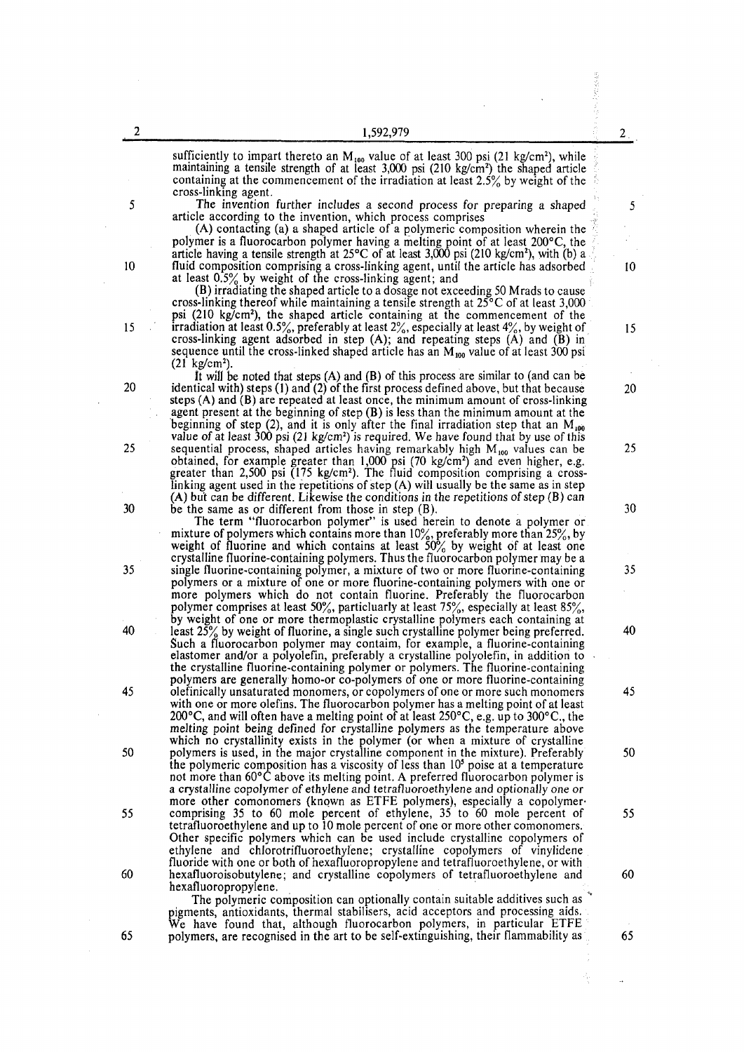sufficiently to impart thereto an $M_{100}$ value of at least 300 psi (21 kg/cm²), while maintaining a tensile strength of at least 3,000 psi (210 kg/cm²) the shaped article containing at the commencement of the irradiation at least 2.5% by weight of the cross-linking agent.

The invention further includes a second process for preparing a shaped article according to the invention, which process comprises

(A) contacting (a) a shaped article of a polymeric composition wherein the polymer is a fluorocarbon polymer having a melting point of at least 200°C, the article having a tensile strength at 25°C of at least 3,000 psi (210 kg/cm²), with (b) a fluid composition comprising a cross-linking agent, until the article has adsorbed at least 0.5% by weight of the cross-linking agent; and

(B) irradiating the shaped article to a dosage not exceeding 50 Mrads to cause cross-linking thereof while maintaining a tensile strength at 25°C of at least 3,000 psi (210 kg/cm²), the shaped article containing at the commencement of the irradiation at least 0.5%, preferably at least 2%, especially at least 4%, by weight of cross-linking agent adsorbed in step (A); and repeating steps (A) and (B) in sequence until the cross-linked shaped article has an $M_{100}$ value of at least 300 psi (21 kg/cm²).

It will be noted that steps (A) and (B) of this process are similar to (and can be identical with) steps (1) and (2) of the first process defined above, but that because steps (A) and (B) are repeated at least once, the minimum amount of cross-linking agent present at the beginning of step (B) is less than the minimum amount at the beginning of step (2), and it is only after the final irradiation step that an $M_{100}$ value of at least 300 psi (21 kg/cm²) is required. We have found that by use of this sequential process, shaped articles having remarkably high $M_{100}$ values can be obtained, for example greater than 1,000 psi (70 kg/cm²) and even higher, e.g. greater than 2,500 psi (175 kg/cm²). The fluid composition comprising a cross-linking agent used in the repetitions of step (A) will usually be the same as in step (A) but can be different. Likewise the conditions in the repetitions of step (B) can be the same as or different from those in step (B).

The term "fluorocarbon polymer" is used herein to denote a polymer or mixture of polymers which contains more than 10%, preferably more than 25%, by weight of fluorine and which contains at least 50% by weight of at least one crystalline fluorine-containing polymers. Thus the fluorocarbon polymer may be a single fluorine-containing polymer, a mixture of two or more fluorine-containing polymers or a mixture of one or more fluorine-containing polymers with one or more polymers which do not contain fluorine. Preferably the fluorocarbon polymer comprises at least 50%, particluarly at least 75%, especially at least 85%, by weight of one or more thermoplastic crystalline polymers each containing at least 25% by weight of fluorine, a single such crystalline polymer being preferred. Such a fluorocarbon polymer may contaim, for example, a fluorine-containing elastomer and/or a polyolefin, preferably a crystalline polyolefin, in addition to the crystalline fluorine-containing polymer or polymers. The fluorine-containing polymers are generally homo-or co-polymers of one or more fluorine-containing olefinically unsaturated monomers, or copolymers of one or more such monomers with one or more olefins. The fluorocarbon polymer has a melting point of at least 200°C, and will often have a melting point of at least 250°C, e.g. up to 300°C., the melting point being defined for crystalline polymers as the temperature above which no crystallinity exists in the polymer (or when a mixture of crystalline polymers is used, in the major crystalline component in the mixture). Preferably the polymeric composition has a viscosity of less than $10^5$ poise at a temperature not more than 60°C above its melting point. A preferred fluorocarbon polymer is a crystalline copolymer of ethylene and tetrafluoroethylene and optionally one or more other comonomers (known as ETFE polymers), especially a copolymer comprising 35 to 60 mole percent of ethylene, 35 to 60 mole percent of tetrafluoroethylene and up to 10 mole percent of one or more other comonomers. Other specific polymers which can be used include crystalline copolymers of ethylene and chlorotrifluoroethylene; crystalline copolymers of vinylidene fluoride with one or both of hexafluoropropylene and tetrafluoroethylene, or with hexafluoroisobutylene; and crystalline copolymers of tetrafluoroethylene and hexafluoropropylene.

The polymeric composition can optionally contain suitable additives such as pigments, antioxidants, thermal stabilisers, acid acceptors and processing aids. We have found that, although fluorocarbon polymers, in particular ETFE polymers, are recognised in the art to be self-extinguishing, their flammability as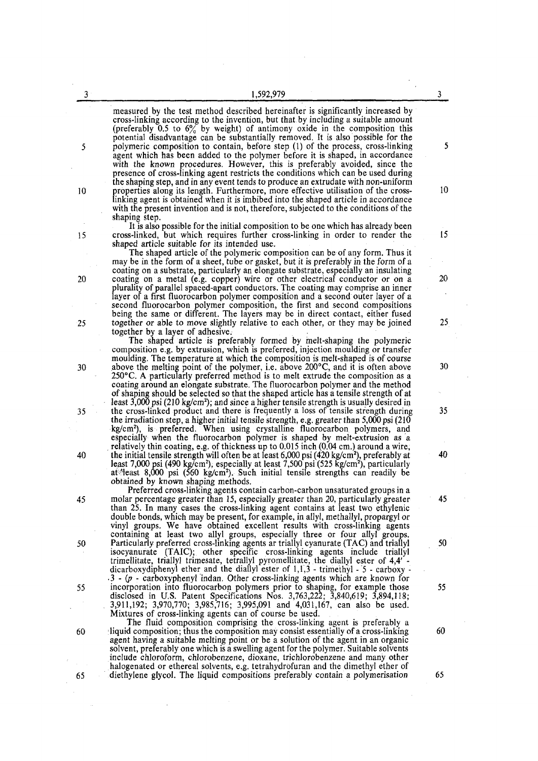measured by the test method described hereinafter is significantly increased by cross-linking according to the invention, but that by including a suitable amount (preferably 0.5 to 6% by weight) of antimony oxide in the composition this potential disadvantage can be substantially removed. It is also possible for the polymeric composition to contain, before step (1) of the process, cross-linking agent which has been added to the polymer before it is shaped, in accordance with the known procedures. However, this is preferably avoided, since the presence of cross-linking agent restricts the conditions which can be used during the shaping step, and in any event tends to produce an extrudate with non-uniform properties along its length. Furthermore, more effective utilisation of the cross-linking agent is obtained when it is imbibed into the shaped article in accordance with the present invention and is not, therefore, subjected to the conditions of the shaping step.

It is also possible for the initial composition to be one which has already been cross-linked, but which requires further cross-linking in order to render the shaped article suitable for its intended use.

The shaped article of the polymeric composition can be of any form. Thus it may be in the form of a sheet, tube or gasket, but it is preferably in the form of a coating on a substrate, particularly an elongate substrate, especially an insulating coating on a metal (e.g. copper) wire or other electrical conductor or on a plurality of parallel spaced-apart conductors. The coating may comprise an inner layer of a first fluorocarbon polymer composition and a second outer layer of a second fluorocarbon polymer composition, the first and second compositions being the same or different. The layers may be in direct contact, either fused together or able to move slightly relative to each other, or they may be joined together by a layer of adhesive.

The shaped article is preferably formed by melt-shaping the polymeric composition e.g. by extrusion, which is preferred, injection moulding or transfer moulding. The temperature at which the composition is melt-shaped is of course above the melting point of the polymer, i.e. above 200°C, and it is often above 250°C. A particularly preferred method is to melt extrude the composition as a coating around an elongate substrate. The fluorocarbon polymer and the method of shaping should be selected so that the shaped article has a tensile strength of at least 3,000 psi (210 kg/cm$^2$); and since a higher tensile strength is usually desired in the cross-linked product and there is frequently a loss of tensile strength during the irradiation step, a higher *initial* tensile strength, e.g. greater than 5,000 psi (210 kg/cm$^2$), is preferred. When using crystalline fluorocarbon polymers, and especially when the fluorocarbon polymer is shaped by melt-extrusion as a relatively thin coating, e.g. of thickness up to 0.015 inch (0.04 cm.) around a wire, the initial tensile strength will often be at least 6,000 psi (420 kg/cm$^2$), preferably at least 7,000 psi (490 kg/cm$^2$), especially at least 7,500 psi (525 kg/cm$^2$), particularly at least 8,000 psi (560 kg/cm$^2$). Such initial tensile strengths can readily be obtained by known shaping methods.

Preferred cross-linking agents contain carbon-carbon unsaturated groups in a molar percentage greater than 15, especially greater than 20, particularly greater than 25. In many cases the cross-linking agent contains at least two ethylenic double bonds, which may be present, for example, in allyl, methallyl, propargyl or vinyl groups. We have obtained excellent results with cross-linking agents containing at least two allyl groups, especially three or four allyl groups. Particularly preferred cross-linking agents ar triallyl cyanurate (TAC) and triallyl isocyanurate (TAIC); other specific cross-linking agents include triallyl trimellitate, triallyl trimesate, tetrallyl pyromellitate, the diallyl ester of 4,4' - dicarboxydiphenyl ether and the diallyl ester of 1,1,3 - trimethyl - 5 - carboxy - 3 - (*p* - carboxyphenyl indan. Other cross-linking agents which are known for incorporation into fluorocarbon polymers prior to shaping, for example those disclosed in U.S. Patent Specifications Nos. 3,763,222; 3,840,619; 3,894,118; 3,911,192; 3,970,770; 3,985,716; 3,995,091 and 4,031,167, can also be used. Mixtures of cross-linking agents can of course be used.

The fluid composition comprising the cross-linking agent is preferably a liquid composition; thus the composition may consist essentially of a cross-linking agent having a suitable melting point or be a solution of the agent in an organic solvent, preferably one which is a swelling agent for the polymer. Suitable solvents include chloroform, chlorobenzene, dioxane, trichlorobenzene and many other halogenated or ethereal solvents, e.g. tetrahydrofuran and the dimethyl ether of diethylene glycol. The liquid compositions preferably contain a polymerisation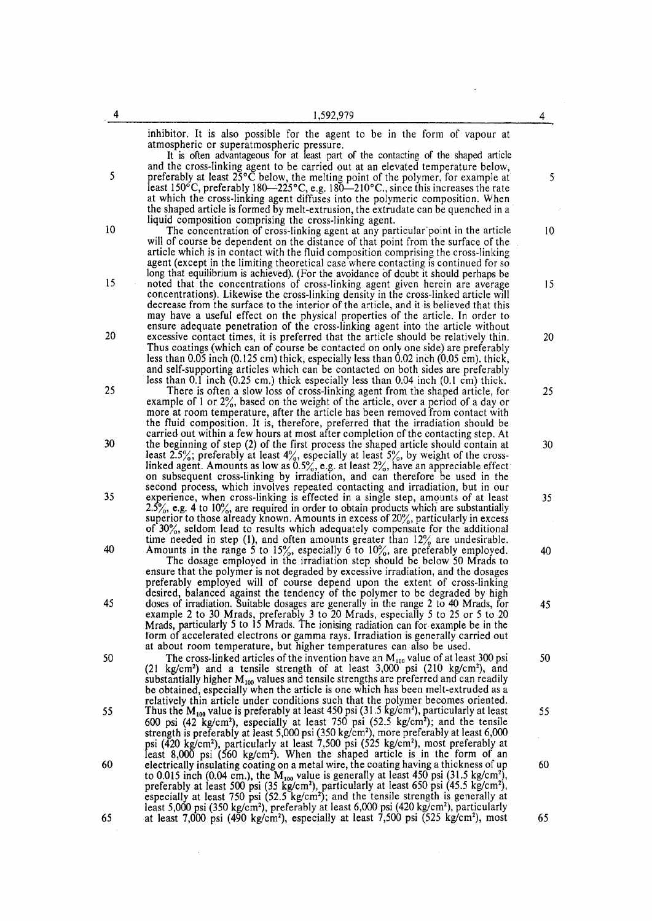inhibitor. It is also possible for the agent to be in the form of vapour at atmospheric or superatmospheric pressure.

It is often advantageous for at least part of the contacting of the shaped article and the cross-linking agent to be carried out at an elevated temperature below, preferably at least 25°C below, the melting point of the polymer, for example at least 150°C, preferably 180—225°C, e.g. 180—210°C., since this increases the rate at which the cross-linking agent diffuses into the polymeric composition. When the shaped article is formed by melt-extrusion, the extrudate can be quenched in a liquid composition comprising the cross-linking agent.

The concentration of cross-linking agent at any particular point in the article will of course be dependent on the distance of that point from the surface of the article which is in contact with the fluid composition comprising the cross-linking agent (except in the limiting theoretical case where contacting is continued for so long that equilibrium is achieved). (For the avoidance of doubt it should perhaps be noted that the concentrations of cross-linking agent given herein are average concentrations). Likewise the cross-linking density in the cross-linked article will decrease from the surface to the interior of the article, and it is believed that this may have a useful effect on the physical properties of the article. In order to ensure adequate penetration of the cross-linking agent into the article without excessive contact times, it is preferred that the article should be relatively thin. Thus coatings (which can of course be contacted on only one side) are preferably less than 0.05 inch (0.125 cm) thick, especially less than 0.02 inch (0.05 cm). thick, and self-supporting articles which can be contacted on both sides are preferably less than 0.1 inch (0.25 cm.) thick especially less than 0.04 inch (0.1 cm) thick.

There is often a slow loss of cross-linking agent from the shaped article, for example of 1 or 2%, based on the weight of the article, over a period of a day or more at room temperature, after the article has been removed from contact with the fluid composition. It is, therefore, preferred that the irradiation should be carried out within a few hours at most after completion of the contacting step. At the beginning of step (2) of the first process the shaped article should contain at least 2.5%; preferably at least 4%, especially at least 5%, by weight of the cross-linked agent. Amounts as low as 0.5%, e.g. at least 2%, have an appreciable effect on subsequent cross-linking by irradiation, and can therefore be used in the second process, which involves repeated contacting and irradiation, but in our experience, when cross-linking is effected in a single step, amounts of at least 2.5%, e.g. 4 to 10%, are required in order to obtain products which are substantially superior to those already known. Amounts in excess of 20%, particularly in excess of 30%, seldom lead to results which adequately compensate for the additional time needed in step (1), and often amounts greater than 12% are undesirable. Amounts in the range 5 to 15%, especially 6 to 10%, are preferably employed.

The dosage employed in the irradiation step should be below 50 Mrads to ensure that the polymer is not degraded by excessive irradiation, and the dosages preferably employed will of course depend upon the extent of cross-linking desired, balanced against the tendency of the polymer to be degraded by high doses of irradiation. Suitable dosages are generally in the range 2 to 40 Mrads, for example 2 to 30 Mrads, preferably 3 to 20 Mrads, especially 5 to 25 or 5 to 20 Mrads, particularly 5 to 15 Mrads. The ionising radiation can for example be in the form of accelerated electrons or gamma rays. Irradiation is generally carried out at about room temperature, but higher temperatures can also be used.

The cross-linked articles of the invention have an $M_{100}$ value of at least 300 psi (21 kg/cm$^2$) and a tensile strength of at least 3,000 psi (210 kg/cm$^2$), and substantially higher $M_{100}$ values and tensile strengths are preferred and can readily be obtained, especially when the article is one which has been melt-extruded as a relatively thin article under conditions such that the polymer becomes oriented. Thus the $M_{100}$ value is preferably at least 450 psi (31.5 kg/cm$^2$), particularly at least 600 psi (42 kg/cm$^2$), especially at least 750 psi (52.5 kg/cm$^2$); and the tensile strength is preferably at least 5,000 psi (350 kg/cm$^2$), more preferably at least 6,000 psi (420 kg/cm$^2$), particularly at least 7,500 psi (525 kg/cm$^2$), most preferably at least 8,000 psi (560 kg/cm$^2$). When the shaped article is in the form of an electrically insulating coating on a metal wire, the coating having a thickness of up to 0.015 inch (0.04 cm.), the $M_{100}$ value is generally at least 450 psi (31.5 kg/cm$^2$), preferably at least 500 psi (35 kg/cm$^2$), particularly at least 650 psi (45.5 kg/cm$^2$), especially at least 750 psi (52.5 kg/cm$^2$); and the tensile strength is generally at least 5,000 psi (350 kg/cm$^2$), preferably at least 6,000 psi (420 kg/cm$^2$), particularly at least 7,000 psi (490 kg/cm$^2$), especially at least 7,500 psi (525 kg/cm$^2$), most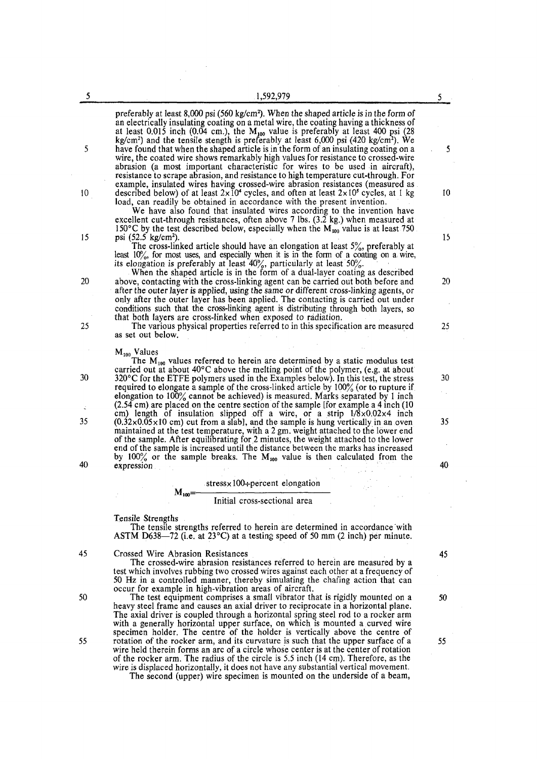preferably at least 8,000 psi (560 kg/cm$^2$). When the shaped article is in the form of an electrically insulating coating on a metal wire, the coating having a thickness of at least 0.015 inch (0.04 cm.), the $M_{100}$ value is preferably at least 400 psi (28 kg/cm$^2$) and the tensile stength is preferably at least 6,000 psi (420 kg/cm$^2$). We have found that when the shaped article is in the form of an insulating coating on a wire, the coated wire shows remarkably high values for resistance to crossed-wire abrasion (a most important characteristic for wires to be used in aircraft), resistance to scrape abrasion, and resistance to high temperature cut-through. For example, insulated wires having crossed-wire abrasion resistances (measured as described below) of at least $2 \times 10^4$ cycles, and often at least $2 \times 10^5$ cycles, at 1 kg load, can readily be obtained in accordance with the present invention.

We have also found that insulated wires according to the invention have excellent cut-through resistances, often above 7 lbs. (3.2 kg.) when measured at 150°C by the test described below, especially when the $M_{100}$ value is at least 750 psi (52.5 kg/cm$^2$).

The cross-linked article should have an elongation at least 5%, preferably at least 10%, for most uses, and especially when it is in the form of a coating on a wire, its elongation is preferably at least 40%, particularly at least 50%.

When the shaped article is in the form of a dual-layer coating as described above, contacting with the cross-linking agent can be carried out both before and after the outer layer is applied, using the same or different cross-linking agents, or only after the outer layer has been applied. The contacting is carried out under conditions such that the cross-linking agent is distributing through both layers, so that both layers are cross-linked when exposed to radiation.

The various physical properties referred to in this specification are measured as set out below.

## $M_{100}$ Values

The $M_{100}$ values referred to herein are determined by a static modulus test carried out at about 40°C above the melting point of the polymer, (e.g. at about 320°C for the ETFE polymers used in the Examples below). In this test, the stress required to elongate a sample of the cross-linked article by 100% (or to rupture if elongation to 100% cannot be achieved) is measured. Marks separated by 1 inch (2.54 cm) are placed on the centre section of the sample [for example a 4 inch (10 cm) length of insulation slipped off a wire, or a strip $1/8 \times 0.02 \times 4$ inch ($0.32 \times 0.05 \times 10$ cm) cut from a slab], and the sample is hung vertically in an oven maintained at the test temperature, with a 2 gm. weight attached to the lower end of the sample. After equilibrating for 2 minutes, the weight attached to the lower end of the sample is increased until the distance between the marks has increased by 100% or the sample breaks. The $M_{100}$ value is then calculated from the expression

$$M_{100} = \frac{\text{stress} \times 100 \div \text{percent elongation}}{\text{Initial cross-sectional area}}$$

## Tensile Strengths

The tensile strengths referred to herein are determined in accordance with ASTM D638—72 (i.e. at 23°C) at a testing speed of 50 mm (2 inch) per minute.

## Crossed Wire Abrasion Resistances

The crossed-wire abrasion resistances referred to herein are measured by a test which involves rubbing two crossed wires against each other at a frequency of 50 Hz in a controlled manner, thereby simulating the chafing action that can occur for example in high-vibration areas of aircraft.

The test equipment comprises a small vibrator that is rigidly mounted on a heavy steel frame and causes an axial driver to reciprocate in a horizontal plane. The axial driver is coupled through a horizontal spring steel rod to a rocker arm with a generally horizontal upper surface, on which is mounted a curved wire specimen holder. The centre of the holder is vertically above the centre of rotation of the rocker arm, and its curvature is such that the upper surface of a wire held therein forms an arc of a circle whose center is at the center of rotation of the rocker arm. The radius of the circle is 5.5 inch (14 cm). Therefore, as the wire is displaced horizontally, it does not have any substantial vertical movement.

The second (upper) wire specimen is mounted on the underside of a beam,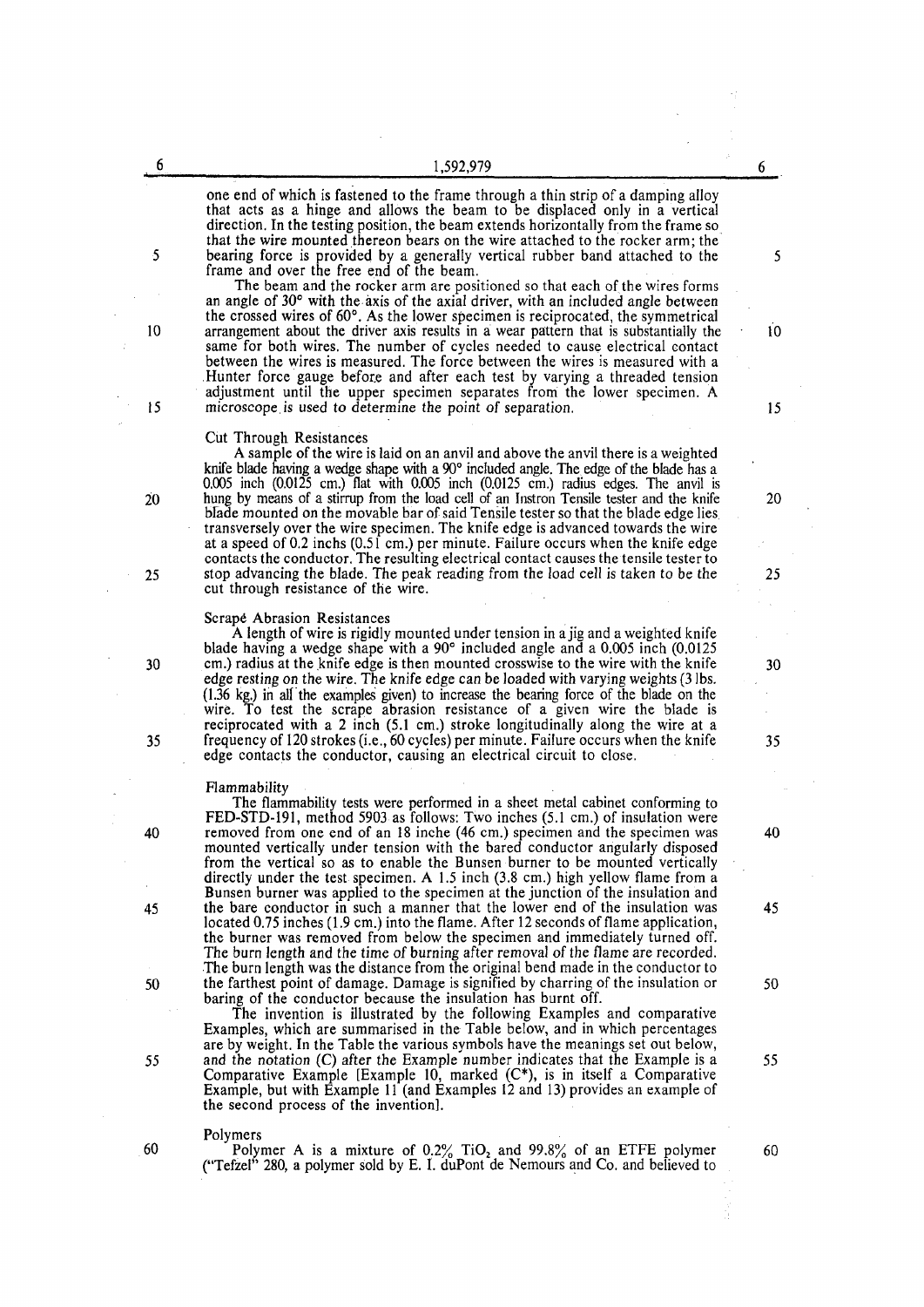one end of which is fastened to the frame through a thin strip of a damping alloy that acts as a hinge and allows the beam to be displaced only in a vertical direction. In the testing position, the beam extends horizontally from the frame so that the wire mounted thereon bears on the wire attached to the rocker arm; the bearing force is provided by a generally vertical rubber band attached to the frame and over the free end of the beam.

The beam and the rocker arm are positioned so that each of the wires forms an angle of 30° with the axis of the axial driver, with an included angle between the crossed wires of 60°. As the lower specimen is reciprocated, the symmetrical arrangement about the driver axis results in a wear pattern that is substantially the same for both wires. The number of cycles needed to cause electrical contact between the wires is measured. The force between the wires is measured with a Hunter force gauge before and after each test by varying a threaded tension adjustment until the upper specimen separates from the lower specimen. A microscope is used to determine the point of separation.

## Cut Through Resistances

A sample of the wire is laid on an anvil and above the anvil there is a weighted knife blade having a wedge shape with a 90° included angle. The edge of the blade has a 0.005 inch (0.0125 cm.) flat with 0.005 inch (0.0125 cm.) radius edges. The anvil is hung by means of a stirrup from the load cell of an Instron Tensile tester and the knife blade mounted on the movable bar of said Tensile tester so that the blade edge lies transversely over the wire specimen. The knife edge is advanced towards the wire at a speed of 0.2 inchs (0.51 cm.) per minute. Failure occurs when the knife edge contacts the conductor. The resulting electrical contact causes the tensile tester to stop advancing the blade. The peak reading from the load cell is taken to be the cut through resistance of the wire.

## Scrapé Abrasion Resistances

A length of wire is rigidly mounted under tension in a jig and a weighted knife blade having a wedge shape with a 90° included angle and a 0.005 inch (0.0125 cm.) radius at the knife edge is then mounted crosswise to the wire with the knife edge resting on the wire. The knife edge can be loaded with varying weights (3 lbs. (1.36 kg.) in all the examples given) to increase the bearing force of the blade on the wire. To test the scrape abrasion resistance of a given wire the blade is reciprocated with a 2 inch (5.1 cm.) stroke longitudinally along the wire at a frequency of 120 strokes (i.e., 60 cycles) per minute. Failure occurs when the knife edge contacts the conductor, causing an electrical circuit to close.

## Flammability

The flammability tests were performed in a sheet metal cabinet conforming to FED-STD-191, method 5903 as follows: Two inches (5.1 cm.) of insulation were removed from one end of an 18 inche (46 cm.) specimen and the specimen was mounted vertically under tension with the bared conductor angularly disposed from the vertical so as to enable the Bunsen burner to be mounted vertically directly under the test specimen. A 1.5 inch (3.8 cm.) high yellow flame from a Bunsen burner was applied to the specimen at the junction of the insulation and the bare conductor in such a manner that the lower end of the insulation was located 0.75 inches (1.9 cm.) into the flame. After 12 seconds of flame application, the burner was removed from below the specimen and immediately turned off. The burn length and the time of burning after removal of the flame are recorded. The burn length was the distance from the original bend made in the conductor to the farthest point of damage. Damage is signified by charring of the insulation or baring of the conductor because the insulation has burnt off.

The invention is illustrated by the following Examples and comparative Examples, which are summarised in the Table below, and in which percentages are by weight. In the Table the various symbols have the meanings set out below, and the notation (C) after the Example number indicates that the Example is a Comparative Example [Example 10, marked (C*), is in itself a Comparative Example, but with Example 11 (and Examples 12 and 13) provides an example of the second process of the invention].

## Polymers

Polymer A is a mixture of 0.2% $TiO_2$ and 99.8% of an ETFE polymer ("Tefzel" 280, a polymer sold by E. I. duPont de Nemours and Co. and believed to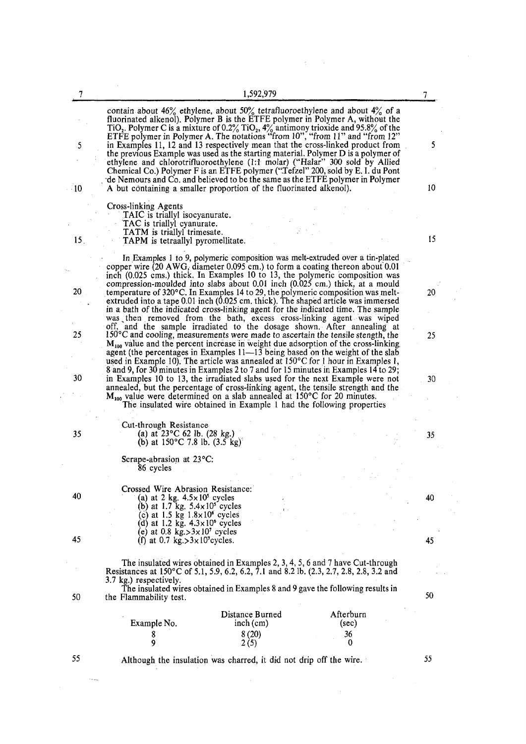contain about 46% ethylene, about 50% tetrafluoroethylene and about 4% of a fluorinated alkenol). Polymer B is the ETFE polymer in Polymer A, without the $TiO_2$. Polymer C is a mixture of 0.2% $TiO_2$, 4% antimony trioxide and 95.8% of the ETFE polymer in Polymer A. The notations "from 10", "from 11" and "from 12" in Examples 11, 12 and 13 respectively mean that the cross-linked product from the previous Example was used as the starting material. Polymer D is a polymer of ethylene and chlorotrifluoroethylene (1:1 molar) ("Halar" 300 sold by Allied Chemical Co.) Polymer F is an ETFE polymer ("Tefzel" 200, sold by E. I. du Pont de Nemours and Co. and believed to be the same as the ETFE polymer in Polymer A but containing a smaller proportion of the fluorinated alkenol).

Cross-linking Agents

- TAIC is triallyl isocyanurate.
- TAC is triallyl cyanurate.
- TATM is triallyl trimesate.
- TAPM is tetraallyl pyromellitate.

In Examples 1 to 9, polymeric composition was melt-extruded over a tin-plated copper wire (20 AWG, diameter 0.095 cm.) to form a coating thereon about 0.01 inch (0.025 cms.) thick. In Examples 10 to 13, the polymeric composition was compression-moulded into slabs about 0.01 inch (0.025 cm.) thick, at a mould temperature of 320°C. In Examples 14 to 29, the polymeric composition was melt-extruded into a tape 0.01 inch (0.025 cm. thick). The shaped article was immersed in a bath of the indicated cross-linking agent for the indicated time. The sample was then removed from the bath, excess cross-linking agent was wiped off, and the sample irradiated to the dosage shown. After annealing at 150°C and cooling, measurements were made to ascertain the tensile stength, the $M_{100}$ value and the percent increase in weight due adsorption of the cross-linking agent (the percentages in Examples 11—13 being based on the weight of the slab used in Example 10). The article was annealed at 150°C for 1 hour in Examples 1, 8 and 9, for 30 minutes in Examples 2 to 7 and for 15 minutes in Examples 14 to 29; in Examples 10 to 13, the irradiated slabs used for the next Example were not annealed, but the percentage of cross-linking agent, the tensile strength and the $M_{100}$ value were determined on a slab annealed at 150°C for 20 minutes.

The insulated wire obtained in Example 1 had the following properties

Cut-through Resistance
(a) at 23°C 62 lb. (28 kg.)
(b) at 150°C 7.8 lb. (3.5 kg)

Scrape-abrasion at 23°C:
86 cycles

Crossed Wire Abrasion Resistance:
(a) at 2 kg. $4.5\times10^5$ cycles
(b) at 1.7 kg. $5.4\times10^5$ cycles
(c) at 1.5 kg $1.8\times10^6$ cycles
(d) at 1.2 kg. $4.3\times10^6$ cycles
(e) at 0.8 kg.$>3\times10^7$ cycles
(f) at 0.7 kg.$>3\times10^7$cycles.

The insulated wires obtained in Examples 2, 3, 4, 5, 6 and 7 have Cut-through Resistances at 150°C of 5.1, 5.9, 6.2, 6.2, 7.1 and 8.2 lb. (2.3, 2.7, 2.8, 2.8, 3.2 and 3.7 kg.) respectively.

The insulated wires obtained in Examples 8 and 9 gave the following results in the Flammability test.

| Example No. | Distance Burned inch (cm) | Afterburn (sec) |
|---|---|---|
| 8 | 8 (20) | 36 |
| 9 | 2 (5) | 0 |

Although the insulation was charred, it did not drip off the wire.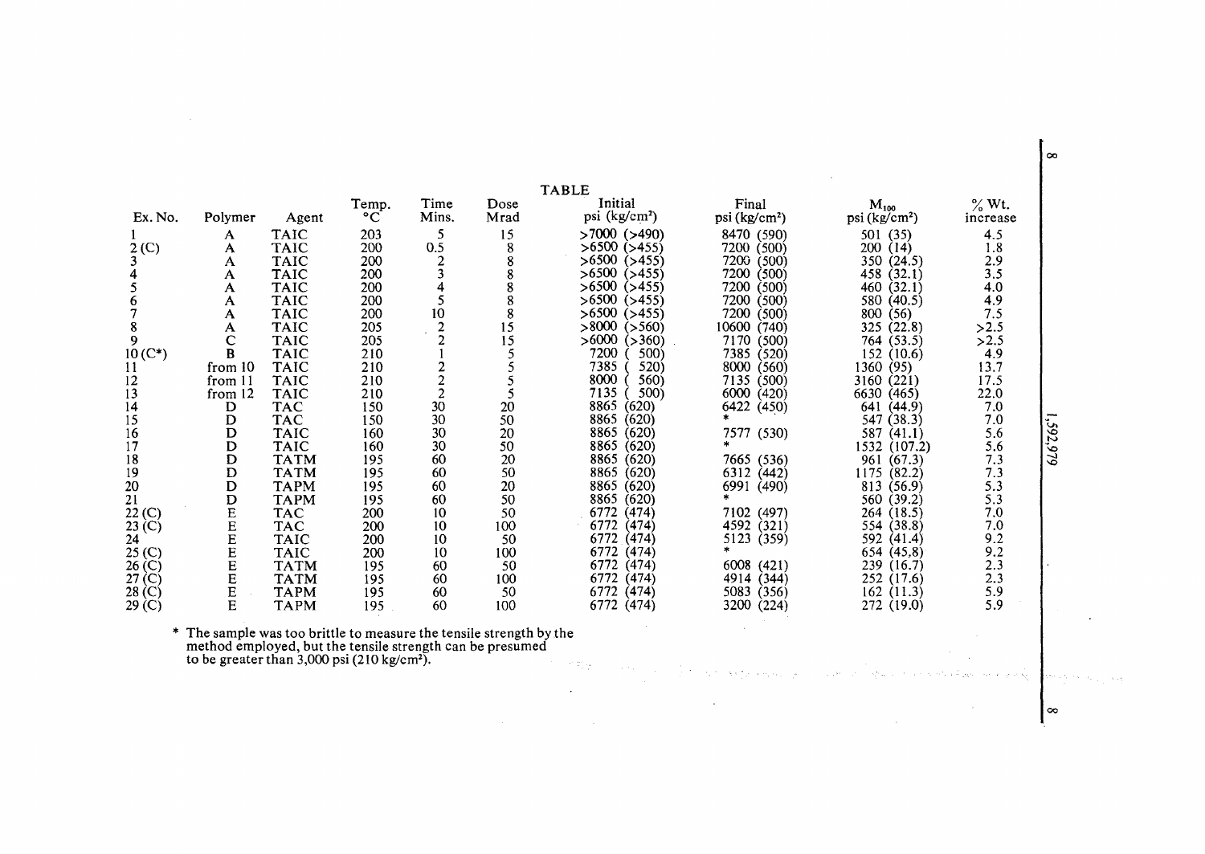TABLE

| Ex. No. | Polymer | Agent | Temp. °C | Time Mins. | Dose Mrad | Initial psi (kg/cm²) | Final psi (kg/cm²) | $M_{100}$ psi (kg/cm²) | % Wt. increase |
|---|---|---|---|---|---|---|---|---|---|
| 1 | A | TAIC | 203 | 5 | 15 | >7000 (>490) | 8470 (590) | 501 (35) | 4.5 |
| 2 (C) | A | TAIC | 200 | 0.5 | 8 | >6500 (>455) | 7200 (500) | 200 (14) | 1.8 |
| 3 | A | TAIC | 200 | 2 | 8 | >6500 (>455) | 7200 (500) | 350 (24.5) | 2.9 |
| 4 | A | TAIC | 200 | 3 | 8 | >6500 (>455) | 7200 (500) | 458 (32.1) | 3.5 |
| 5 | A | TAIC | 200 | 4 | 8 | >6500 (>455) | 7200 (500) | 460 (32.1) | 4.0 |
| 6 | A | TAIC | 200 | 5 | 8 | >6500 (>455) | 7200 (500) | 580 (40.5) | 4.9 |
| 7 | A | TAIC | 200 | 10 | 8 | >6500 (>455) | 7200 (500) | 800 (56) | 7.5 |
| 8 | A | TAIC | 205 | 2 | 15 | >8000 (>560) | 10600 (740) | 325 (22.8) | >2.5 |
| 9 | C | TAIC | 205 | 2 | 15 | >6000 (>360) | 7170 (500) | 764 (53.5) | >2.5 |
| 10 (C*) | B | TAIC | 210 | 1 | 5 | 7200 ( 500) | 7385 (520) | 152 (10.6) | 4.9 |
| 11 | from 10 | TAIC | 210 | 2 | 5 | 7385 ( 520) | 8000 (560) | 1360 (95) | 13.7 |
| 12 | from 11 | TAIC | 210 | 2 | 5 | 8000 ( 560) | 7135 (500) | 3160 (221) | 17.5 |
| 13 | from 12 | TAIC | 210 | 2 | 5 | 7135 ( 500) | 6000 (420) | 6630 (465) | 22.0 |
| 14 | D | TAC | 150 | 30 | 20 | 8865 (620) | 6422 (450) | 641 (44.9) | 7.0 |
| 15 | D | TAC | 150 | 30 | 50 | 8865 (620) | * | 547 (38.3) | 7.0 |
| 16 | D | TAIC | 160 | 30 | 20 | 8865 (620) | 7577 (530) | 587 (41.1) | 5.6 |
| 17 | D | TAIC | 160 | 30 | 50 | 8865 (620) | * | 1532 (107.2) | 5.6 |
| 18 | D | TATM | 195 | 60 | 20 | 8865 (620) | 7665 (536) | 961 (67.3) | 7.3 |
| 19 | D | TATM | 195 | 60 | 50 | 8865 (620) | 6312 (442) | 1175 (82.2) | 7.3 |
| 20 | D | TAPM | 195 | 60 | 20 | 8865 (620) | 6991 (490) | 813 (56.9) | 5.3 |
| 21 | D | TAPM | 195 | 60 | 50 | 8865 (620) | * | 560 (39.2) | 5.3 |
| 22 (C) | E | TAC | 200 | 10 | 50 | 6772 (474) | 7102 (497) | 264 (18.5) | 7.0 |
| 23 (C) | E | TAC | 200 | 10 | 100 | 6772 (474) | 4592 (321) | 554 (38.8) | 7.0 |
| 24 | E | TAIC | 200 | 10 | 50 | 6772 (474) | 5123 (359) | 592 (41.4) | 9.2 |
| 25 (C) | E | TAIC | 200 | 10 | 100 | 6772 (474) | * | 654 (45,8) | 9.2 |
| 26 (C) | E | TATM | 195 | 60 | 50 | 6772 (474) | 6008 (421) | 239 (16.7) | 2.3 |
| 27 (C) | E | TATM | 195 | 60 | 100 | 6772 (474) | 4914 (344) | 252 (17.6) | 2.3 |
| 28 (C) | E | TAPM | 195 | 60 | 50 | 6772 (474) | 5083 (356) | 162 (11.3) | 5.9 |
| 29 (C) | E | TAPM | 195 | 60 | 100 | 6772 (474) | 3200 (224) | 272 (19.0) | 5.9 |

\* The sample was too brittle to measure the tensile strength by the method employed, but the tensile strength can be presumed to be greater than 3,000 psi (210 kg/cm²).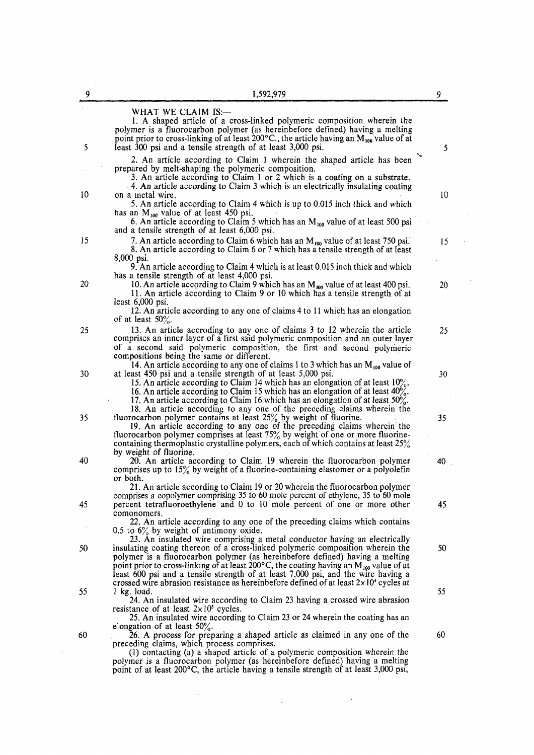WHAT WE CLAIM IS:—

1. A shaped article of a cross-linked polymeric composition wherein the polymer is a fluorocarbon polymer (as hereinbefore defined) having a melting point prior to cross-linking of at least 200°C., the article having an $M_{100}$ value of at least 300 psi and a tensile strength of at least 3,000 psi.

2. An article according to Claim 1 wherein the shaped article has been prepared by melt-shaping the polymeric composition.

3. An article according to Claim 1 or 2 which is a coating on a substrate.

4. An article according to Claim 3 which is an electrically insulating coating on a metal wire.

5. An article according to Claim 4 which is up to 0.015 inch thick and which has an $M_{100}$ value of at least 450 psi.

6. An article according to Claim 5 which has an $M_{100}$ value of at least 500 psi and a tensile strength of at least 6,000 psi.

7. An article according to Claim 6 which has an $M_{100}$ value of at least 750 psi.

8. An article according to Claim 6 or 7 which has a tensile strength of at least 8,000 psi.

9. An article according to Claim 4 which is at least 0.015 inch thick and which has a tensile strength of at least 4,000 psi.

10. An article according to Claim 9 which has an $M_{100}$ value of at least 400 psi.

11. An article according to Claim 9 or 10 which has a tensile strength of at least 6,000 psi.

12. An article according to any one of claims 4 to 11 which has an elongation of at least 50%.

13. An article accroding to any one of claims 3 to 12 wherein the article comprises an inner layer of a first said polymeric composition and an outer layer of a second said polymeric composition, the first and second polymeric compositions being the same or different.

14. An article according to any one of claims 1 to 3 which has an $M_{100}$ value of at least 450 psi and a tensile strength of at least 5,000 psi.

15. An article according to Claim 14 which has an elongation of at least 10%.

16. An article according to Claim 15 which has an elongation of at least 40%.

17. An article according to Claim 16 which has an elongation of at least 50%.

18. An article according to any one of the preceding claims wherein the fluorocarbon polymer contains at least 25% by weight of fluorine.

19. An article according to any one of the preceding claims wherein the fluorocarbon polymer comprises at least 75% by weight of one or more fluorine-containing thermoplastic crystalline polymers, each of which contains at least 25% by weight of fluorine.

20. An article according to Claim 19 wherein the fluorocarbon polymer comprises up to 15% by weight of a fluorine-containing elastomer or a polyolefin or both.

21. An article according to Claim 19 or 20 wherein the fluorocarbon polymer comprises a copolymer comprising 35 to 60 mole percent of ethylene, 35 to 60 mole percent tetrafluoroethylene and 0 to 10 mole percent of one or more other comonomers.

22. An article according to any one of the preceding claims which contains 0.5 to 6% by weight of antimony oxide.

23. An insulated wire comprising a metal conductor having an electrically insulating coating thereon of a cross-linked polymeric composition wherein the polymer is a fluorocarbon polymer (as hereinbefore defined) having a melting point prior to cross-linking of at least 200°C, the coating having an $M_{100}$ value of at least 600 psi and a tensile strength of at least 7,000 psi, and the wire having a crossed wire abrasion resistance as hereinbefore defined of at least $2 \times 10^4$ cycles at 1 kg. load.

24. An insulated wire according to Claim 23 having a crossed wire abrasion resistance of at least $2 \times 10^5$ cycles.

25. An insulated wire according to Claim 23 or 24 wherein the coating has an elongation of at least 50%.

26. A process for preparing a shaped article as claimed in any one of the preceding claims, which process comprises.

(1) contacting (a) a shaped article of a polymeric composition wherein the polymer is a fluorocarbon polymer (as hereinbefore defined) having a melting point of at least 200°C, the article having a tensile strength of at least 3,000 psi,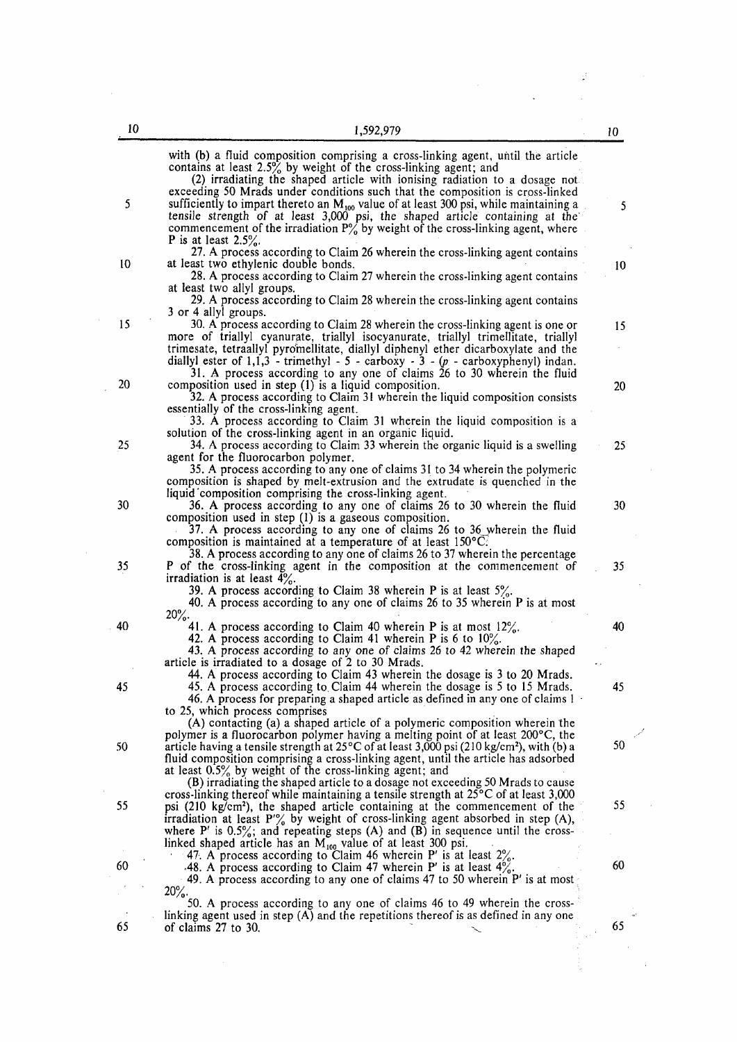with (b) a fluid composition comprising a cross-linking agent, until the article contains at least 2.5% by weight of the cross-linking agent; and

(2) irradiating the shaped article with ionising radiation to a dosage not exceeding 50 Mrads under conditions such that the composition is cross-linked sufficiently to impart thereto an $M_{100}$ value of at least 300 psi, while maintaining a tensile strength of at least 3,000 psi, the shaped article containing at the commencement of the irradiation P% by weight of the cross-linking agent, where P is at least 2.5%.

27. A process according to Claim 26 wherein the cross-linking agent contains at least two ethylenic double bonds.

28. A process according to Claim 27 wherein the cross-linking agent contains at least two allyl groups.

29. A process according to Claim 28 wherein the cross-linking agent contains 3 or 4 allyl groups.

30. A process according to Claim 28 wherein the cross-linking agent is one or more of triallyl cyanurate, triallyl isocyanurate, triallyl trimellitate, triallyl trimesate, tetraallyl pyromellitate, diallyl diphenyl ether dicarboxylate and the diallyl ester of 1,1,3 - trimethyl - 5 - carboxy - 3 - (*p* - carboxyphenyl) indan.

31. A process according to any one of claims 26 to 30 wherein the fluid composition used in step (1) is a liquid composition.

32. A process according to Claim 31 wherein the liquid composition consists essentially of the cross-linking agent.

33. A process according to Claim 31 wherein the liquid composition is a solution of the cross-linking agent in an organic liquid.

34. A process according to Claim 33 wherein the organic liquid is a swelling agent for the fluorocarbon polymer.

35. A process according to any one of claims 31 to 34 wherein the polymeric composition is shaped by melt-extrusion and the extrudate is quenched in the liquid composition comprising the cross-linking agent.

36. A process according to any one of claims 26 to 30 wherein the fluid composition used in step (1) is a gaseous composition.

37. A process according to any one of claims 26 to 36 wherein the fluid composition is maintained at a temperature of at least 150°C.

38. A process according to any one of claims 26 to 37 wherein the percentage P of the cross-linking agent in the composition at the commencement of irradiation is at least 4%.

39. A process according to Claim 38 wherein P is at least 5%.

40. A process according to any one of claims 26 to 35 wherein P is at most 20%.

41. A process according to Claim 40 wherein P is at most 12%.

42. A process according to Claim 41 wherein P is 6 to 10%.

43. A process according to any one of claims 26 to 42 wherein the shaped article is irradiated to a dosage of 2 to 30 Mrads.

44. A process according to Claim 43 wherein the dosage is 3 to 20 Mrads.

45. A process according to Claim 44 wherein the dosage is 5 to 15 Mrads.

46. A process for preparing a shaped article as defined in any one of claims 1 to 25, which process comprises

(A) contacting (a) a shaped article of a polymeric composition wherein the polymer is a fluorocarbon polymer having a melting point of at least 200°C, the article having a tensile strength at 25°C of at least 3,000 psi (210 kg/cm²), with (b) a fluid composition comprising a cross-linking agent, until the article has adsorbed at least 0.5% by weight of the cross-linking agent; and

(B) irradiating the shaped article to a dosage not exceeding 50 Mrads to cause cross-linking thereof while maintaining a tensile strength at 25°C of at least 3,000 psi (210 kg/cm²), the shaped article containing at the commencement of the irradiation at least P'% by weight of cross-linking agent absorbed in step (A), where P' is 0.5%; and repeating steps (A) and (B) in sequence until the cross-linked shaped article has an $M_{100}$ value of at least 300 psi.

47. A process according to Claim 46 wherein P' is at least 2%.

48. A process according to Claim 47 wherein P' is at least 4%.

49. A process according to any one of claims 47 to 50 wherein P' is at most 20%.

50. A process according to any one of claims 46 to 49 wherein the cross-linking agent used in step (A) and the repetitions thereof is as defined in any one of claims 27 to 30.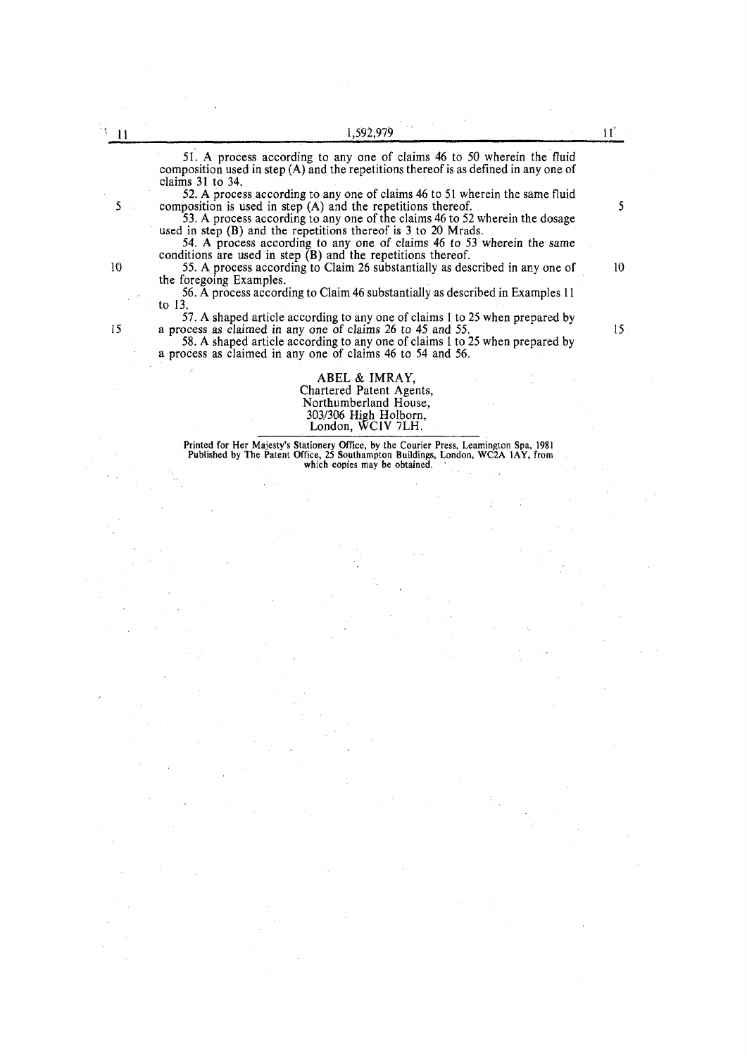51. A process according to any one of claims 46 to 50 wherein the fluid composition used in step (A) and the repetitions thereof is as defined in any one of claims 31 to 34.

52. A process according to any one of claims 46 to 51 wherein the same fluid composition is used in step (A) and the repetitions thereof.

53. A process according to any one of the claims 46 to 52 wherein the dosage used in step (B) and the repetitions thereof is 3 to 20 Mrads.

54. A process according to any one of claims 46 to 53 wherein the same conditions are used in step (B) and the repetitions thereof.

55. A process according to Claim 26 substantially as described in any one of the foregoing Examples.

56. A process according to Claim 46 substantially as described in Examples 11 to 13.

57. A shaped article according to any one of claims 1 to 25 when prepared by a process as claimed in any one of claims 26 to 45 and 55.

58. A shaped article according to any one of claims 1 to 25 when prepared by a process as claimed in any one of claims 46 to 54 and 56.

ABEL & IMRAY,
Chartered Patent Agents,
Northumberland House,
303/306 High Holborn,
London, WC1V 7LH.

Printed for Her Majesty's Stationery Office, by the Courier Press, Leamington Spa, 1981
Published by The Patent Office, 25 Southampton Buildings, London, WC2A 1AY, from which copies may be obtained.